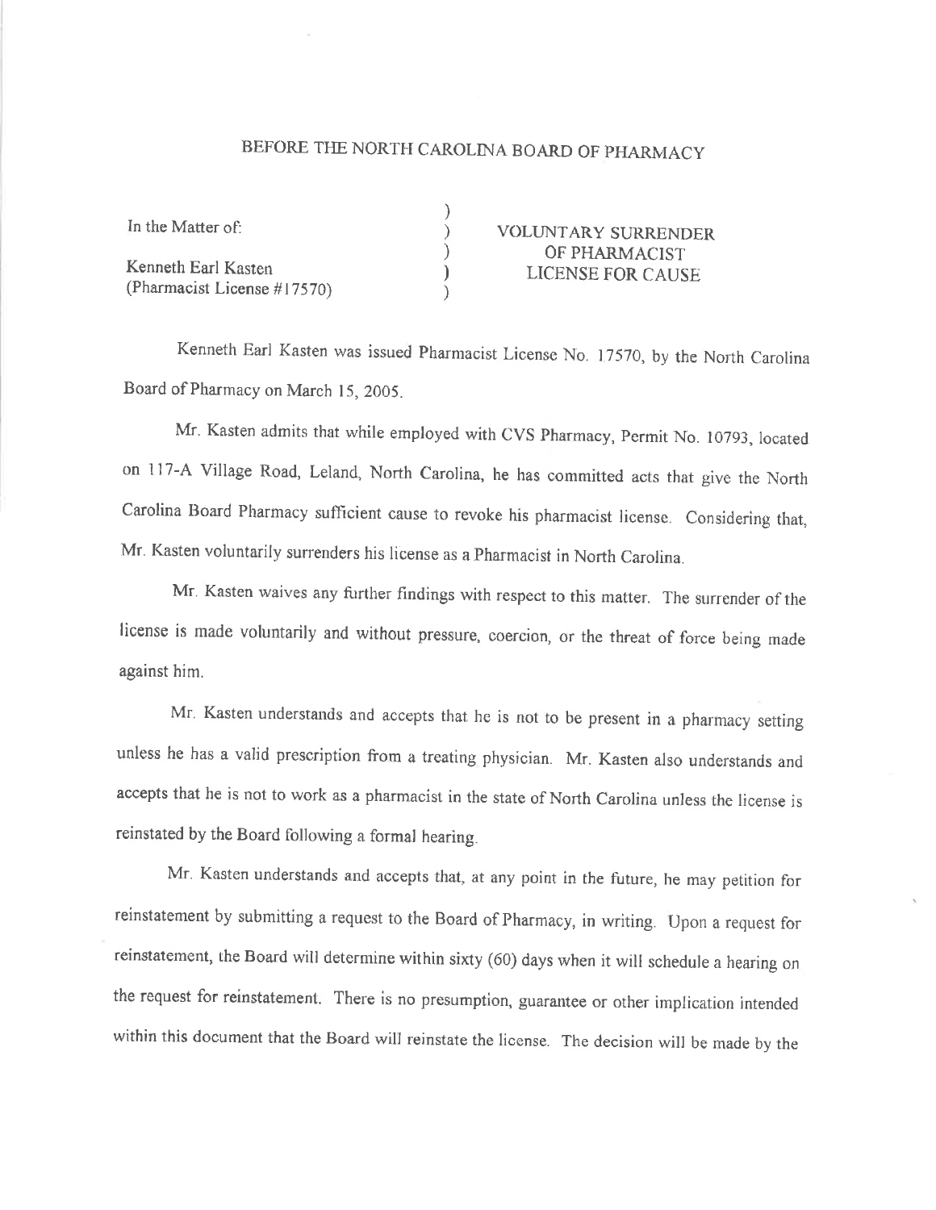# BEFORE THE NORTH CAROLINA BOARD OF PHARMACY

In the Matter of:

Kenneth Earl Kasten
(Pharmacist License #17570)

**VOLUNTARY SURRENDER OF PHARMACIST LICENSE FOR CAUSE**

Kenneth Earl Kasten was issued Pharmacist License No. 17570, by the North Carolina Board of Pharmacy on March 15, 2005.

Mr. Kasten admits that while employed with CVS Pharmacy, Permit No. 10793, located on 117-A Village Road, Leland, North Carolina, he has committed acts that give the North Carolina Board Pharmacy sufficient cause to revoke his pharmacist license. Considering that, Mr. Kasten voluntarily surrenders his license as a Pharmacist in North Carolina.

Mr. Kasten waives any further findings with respect to this matter. The surrender of the license is made voluntarily and without pressure, coercion, or the threat of force being made against him.

Mr. Kasten understands and accepts that he is not to be present in a pharmacy setting unless he has a valid prescription from a treating physician. Mr. Kasten also understands and accepts that he is not to work as a pharmacist in the state of North Carolina unless the license is reinstated by the Board following a formal hearing.

Mr. Kasten understands and accepts that, at any point in the future, he may petition for reinstatement by submitting a request to the Board of Pharmacy, in writing. Upon a request for reinstatement, the Board will determine within sixty (60) days when it will schedule a hearing on the request for reinstatement. There is no presumption, guarantee or other implication intended within this document that the Board will reinstate the license. The decision will be made by the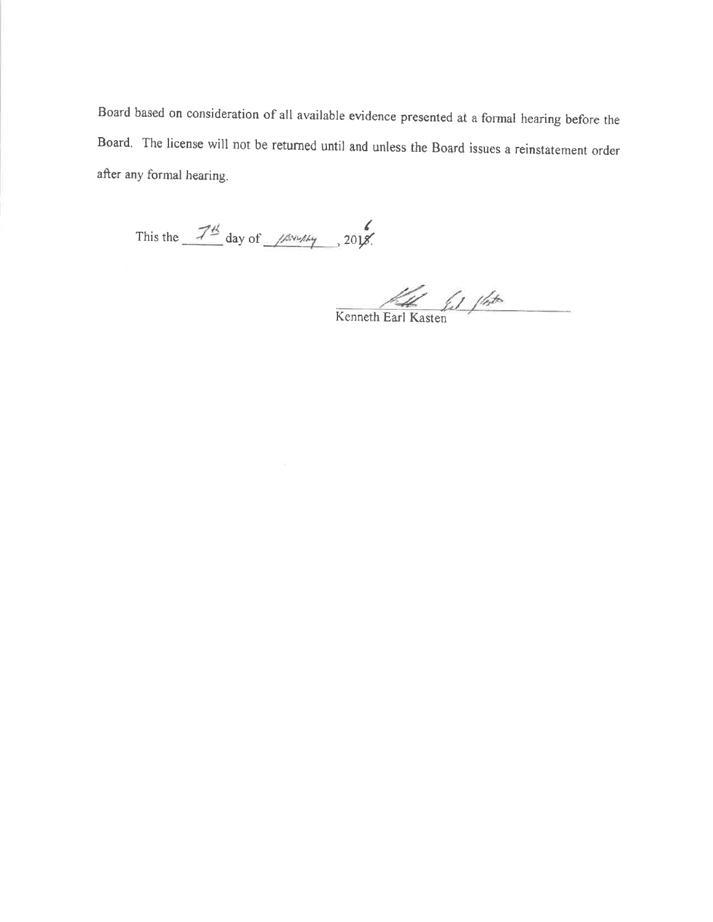Board based on consideration of all available evidence presented at a formal hearing before the Board. The license will not be returned until and unless the Board issues a reinstatement order after any formal hearing.

This the 7th day of January, 2016.

Kenneth Earl Kasten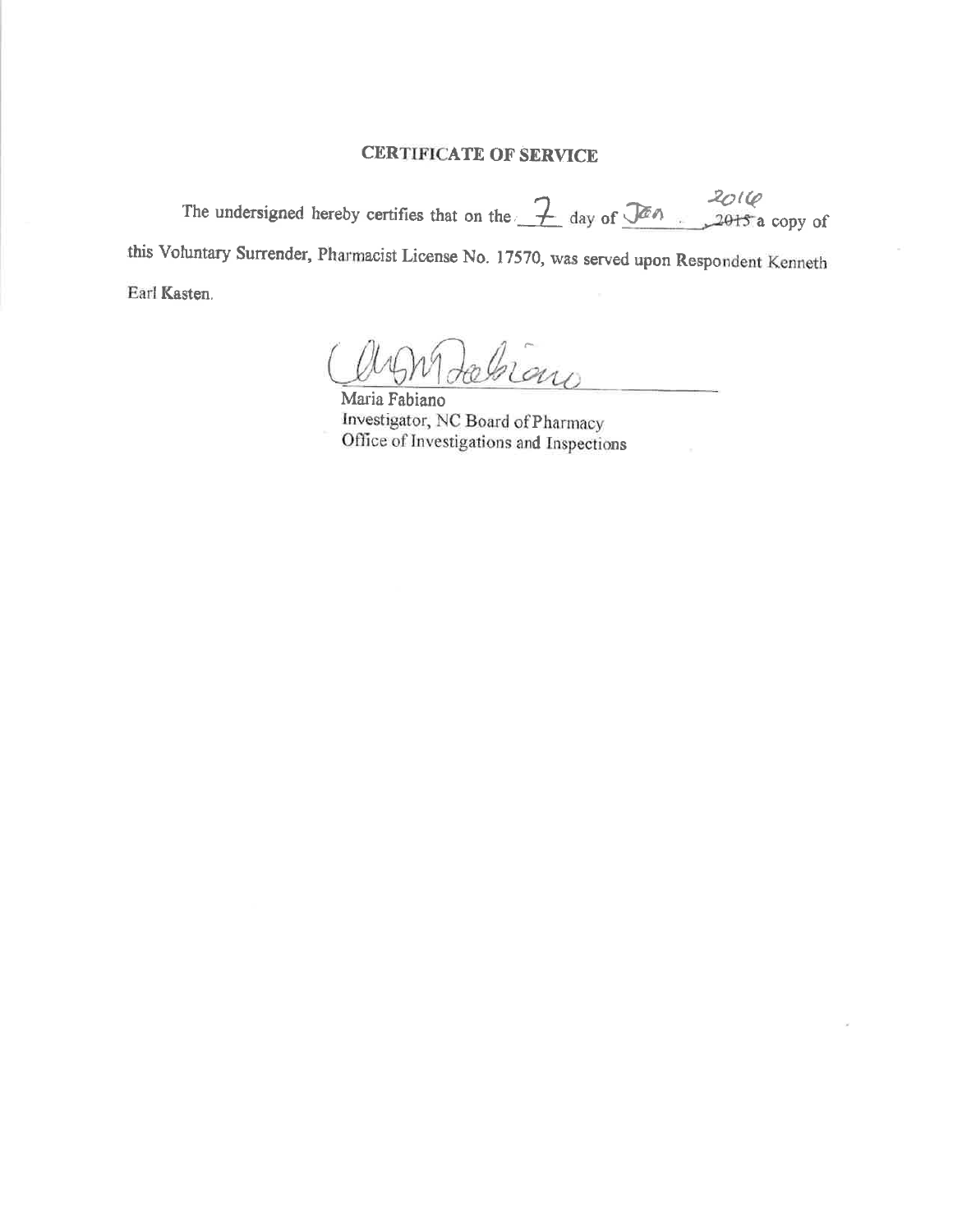# CERTIFICATE OF SERVICE

The undersigned hereby certifies that on the 7 day of Jan, ~~2015~~ 2016 a copy of this Voluntary Surrender, Pharmacist License No. 17570, was served upon Respondent Kenneth Earl Kasten.

Maria Fabiano
Investigator, NC Board of Pharmacy
Office of Investigations and Inspections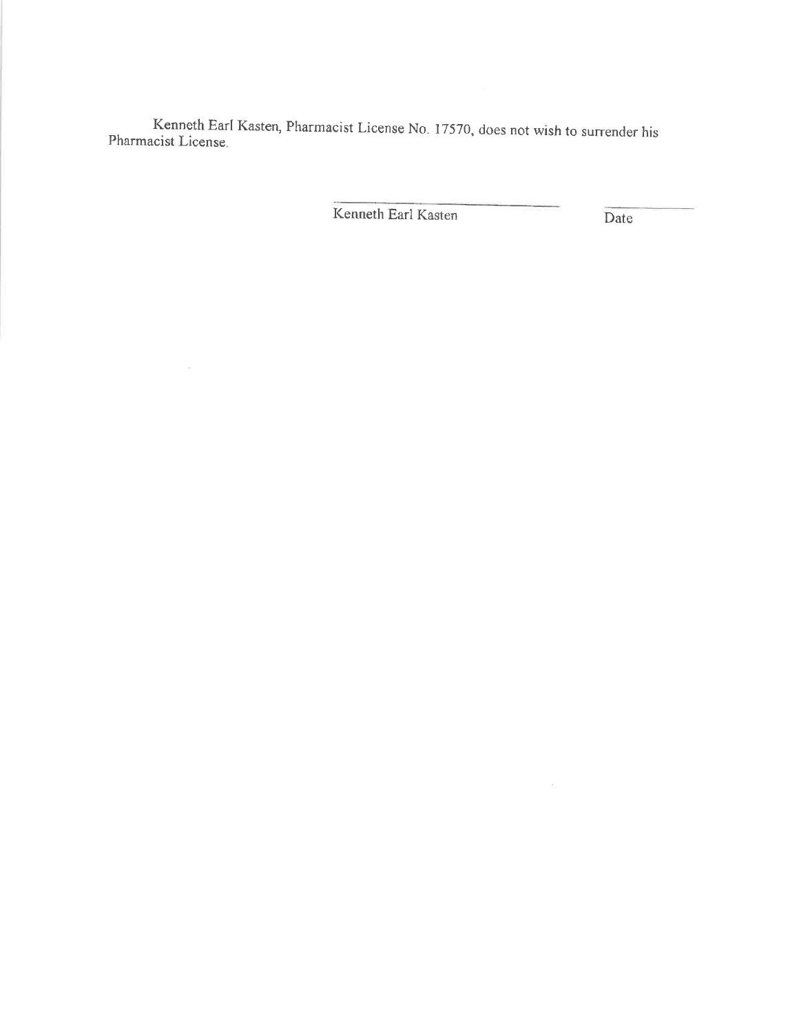Kenneth Earl Kasten, Pharmacist License No. 17570, does not wish to surrender his Pharmacist License.

\_\_\_\_\_\_\_\_\_\_\_\_\_\_\_\_\_\_\_\_\_\_\_\_\_\_\_\_\_\_ \_\_\_\_\_\_\_\_\_\_\_\_

Kenneth Earl Kasten Date